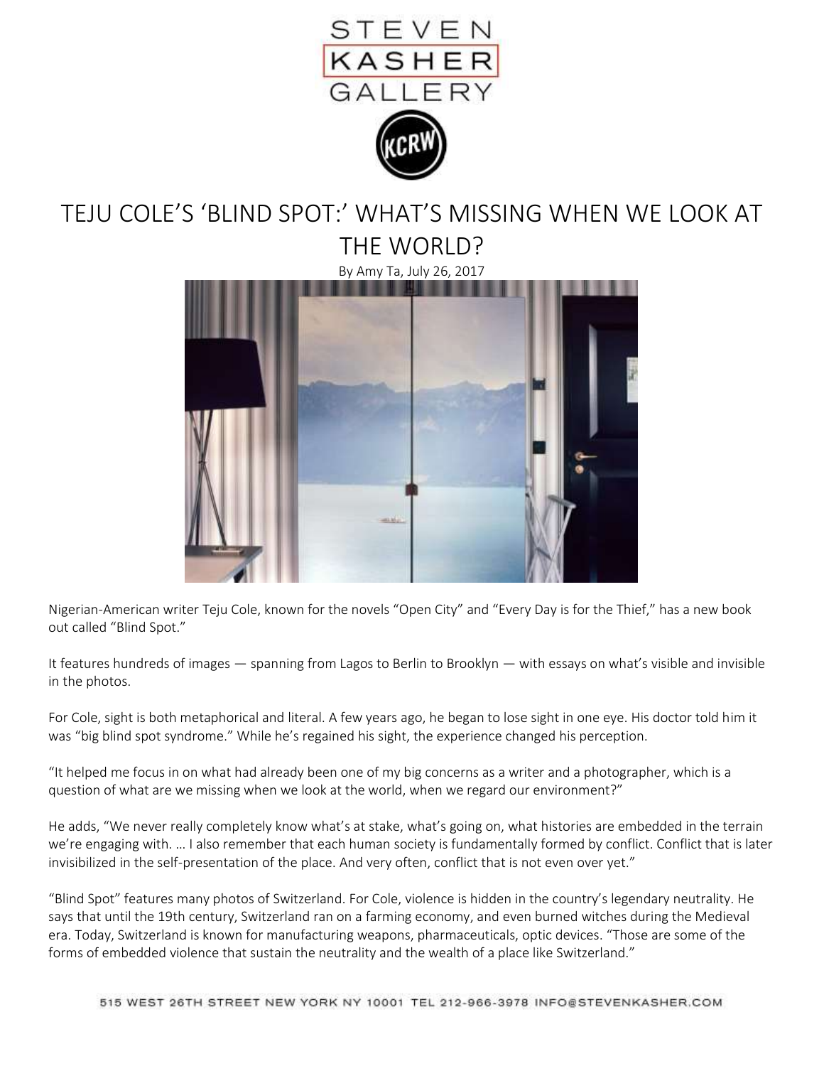STEVEN KASHER GALLERY

# TEJU COLE'S 'BLIND SPOT:' WHAT'S MISSING WHEN WE LOOK AT THE WORLD?

By Amy Ta, July 26, 2017

Nigerian-American writer Teju Cole, known for the novels "Open City" and "Every Day is for the Thief," has a new book out called "Blind Spot."

It features hundreds of images — spanning from Lagos to Berlin to Brooklyn — with essays on what's visible and invisible in the photos.

For Cole, sight is both metaphorical and literal. A few years ago, he began to lose sight in one eye. His doctor told him it was "big blind spot syndrome." While he's regained his sight, the experience changed his perception.

"It helped me focus in on what had already been one of my big concerns as a writer and a photographer, which is a question of what are we missing when we look at the world, when we regard our environment?"

He adds, "We never really completely know what's at stake, what's going on, what histories are embedded in the terrain we're engaging with. … I also remember that each human society is fundamentally formed by conflict. Conflict that is later invisibilized in the self-presentation of the place. And very often, conflict that is not even over yet."

"Blind Spot" features many photos of Switzerland. For Cole, violence is hidden in the country's legendary neutrality. He says that until the 19th century, Switzerland ran on a farming economy, and even burned witches during the Medieval era. Today, Switzerland is known for manufacturing weapons, pharmaceuticals, optic devices. "Those are some of the forms of embedded violence that sustain the neutrality and the wealth of a place like Switzerland."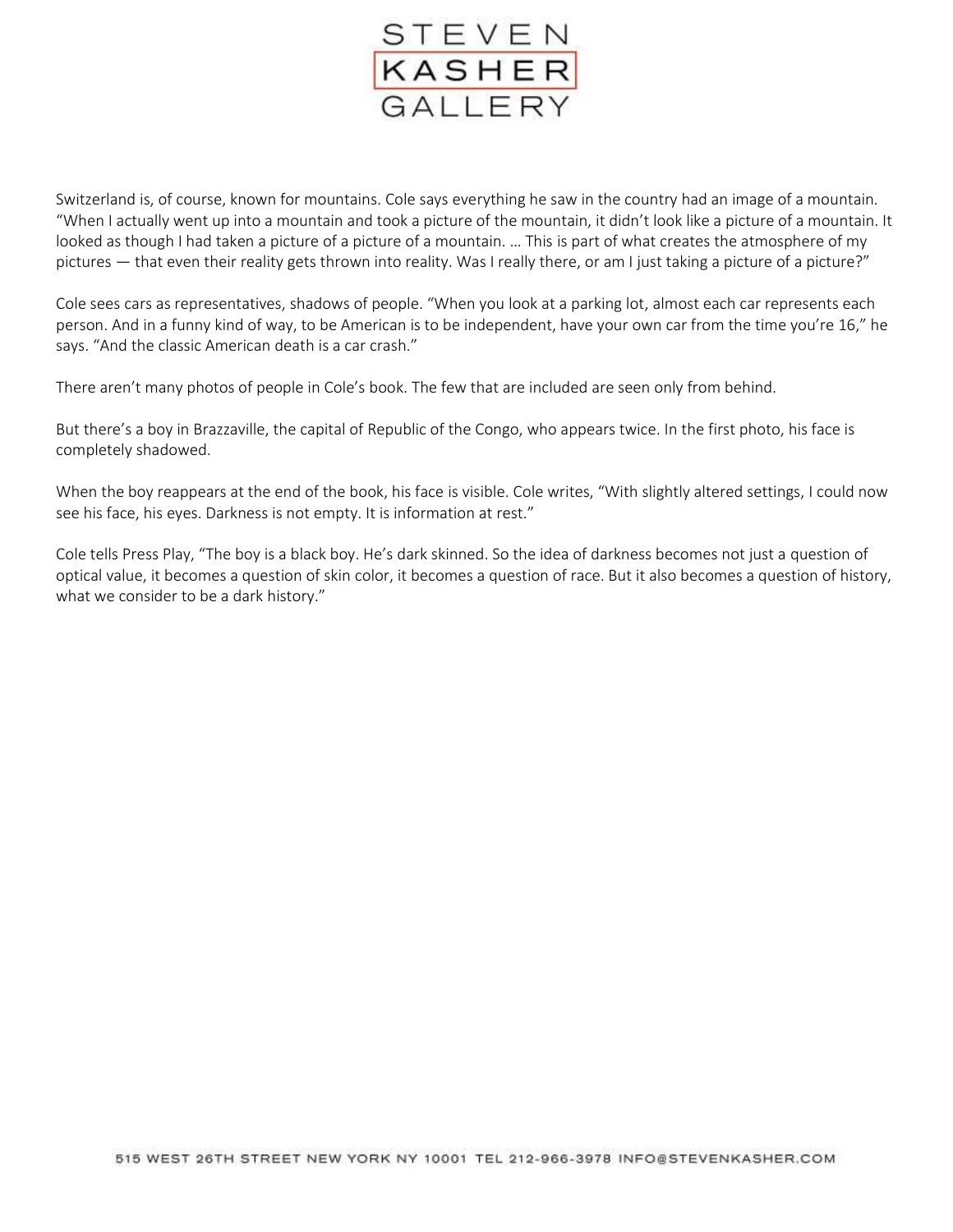Switzerland is, of course, known for mountains. Cole says everything he saw in the country had an image of a mountain. "When I actually went up into a mountain and took a picture of the mountain, it didn't look like a picture of a mountain. It looked as though I had taken a picture of a picture of a mountain. … This is part of what creates the atmosphere of my pictures — that even their reality gets thrown into reality. Was I really there, or am I just taking a picture of a picture?"

Cole sees cars as representatives, shadows of people. "When you look at a parking lot, almost each car represents each person. And in a funny kind of way, to be American is to be independent, have your own car from the time you're 16," he says. "And the classic American death is a car crash."

There aren't many photos of people in Cole's book. The few that are included are seen only from behind.

But there's a boy in Brazzaville, the capital of Republic of the Congo, who appears twice. In the first photo, his face is completely shadowed.

When the boy reappears at the end of the book, his face is visible. Cole writes, "With slightly altered settings, I could now see his face, his eyes. Darkness is not empty. It is information at rest."

Cole tells Press Play, "The boy is a black boy. He's dark skinned. So the idea of darkness becomes not just a question of optical value, it becomes a question of skin color, it becomes a question of race. But it also becomes a question of history, what we consider to be a dark history."